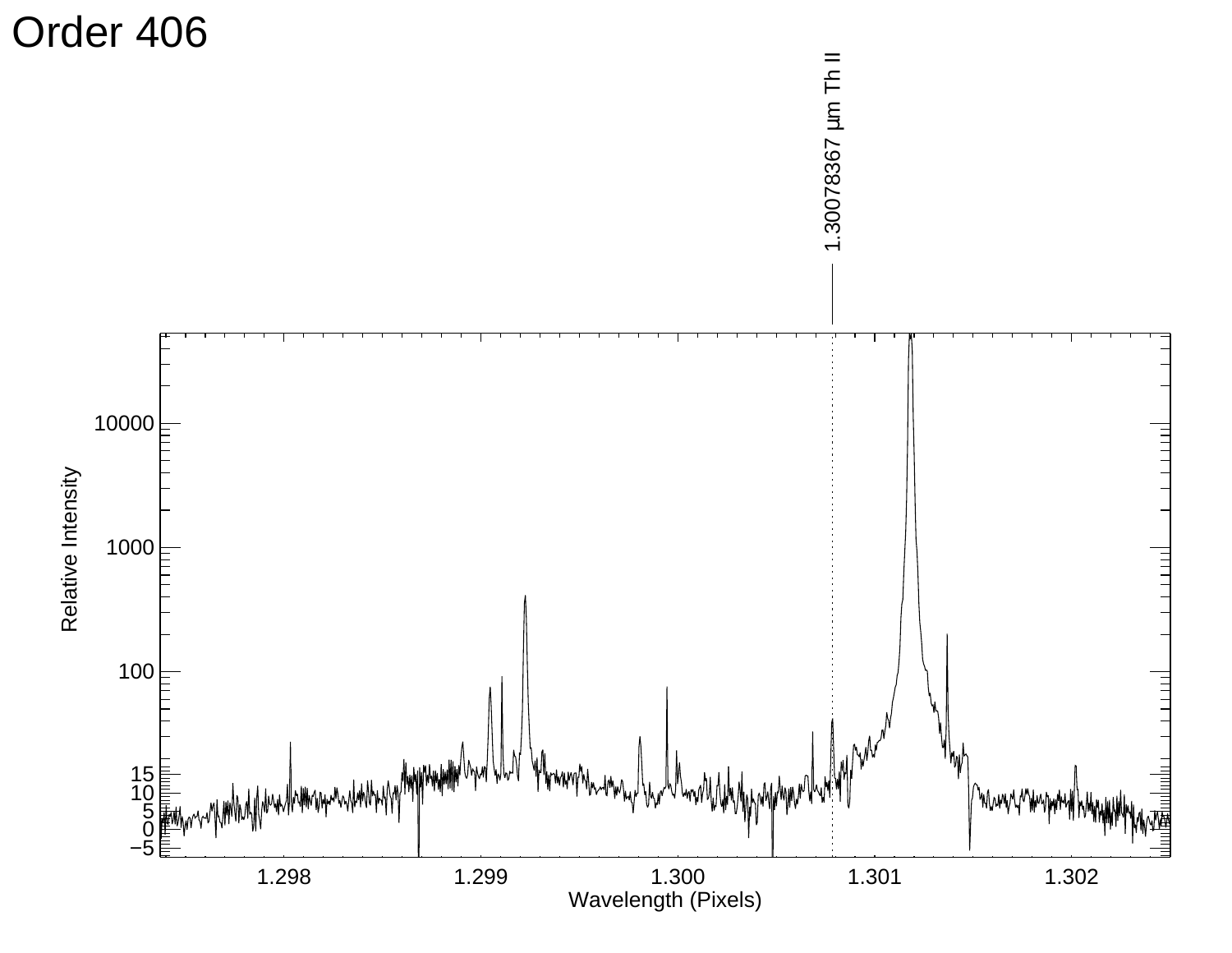# Order 406

1.30078367 μm Th II

Relative Intensity

Wavelength (Pixels)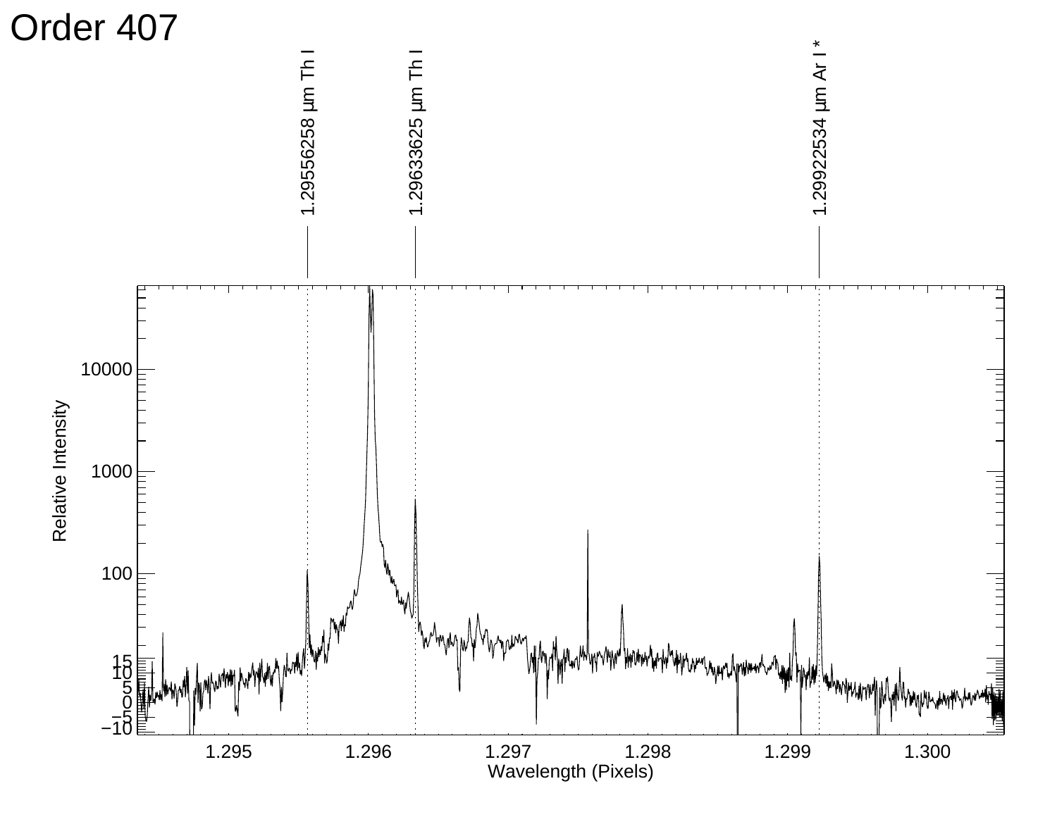# Order 407

1.29556258 µm Th I

1.29633625 µm Th I

1.29922534 µm Ar I *

Relative Intensity

Wavelength (Pixels)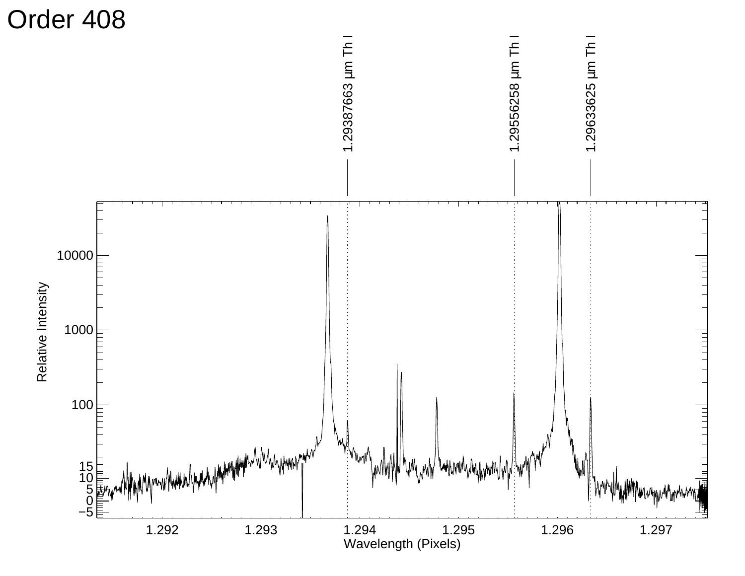# Order 408

1.29387663 μm Th I

1.29556258 μm Th I

1.29633625 μm Th I

Relative Intensity

Wavelength (Pixels)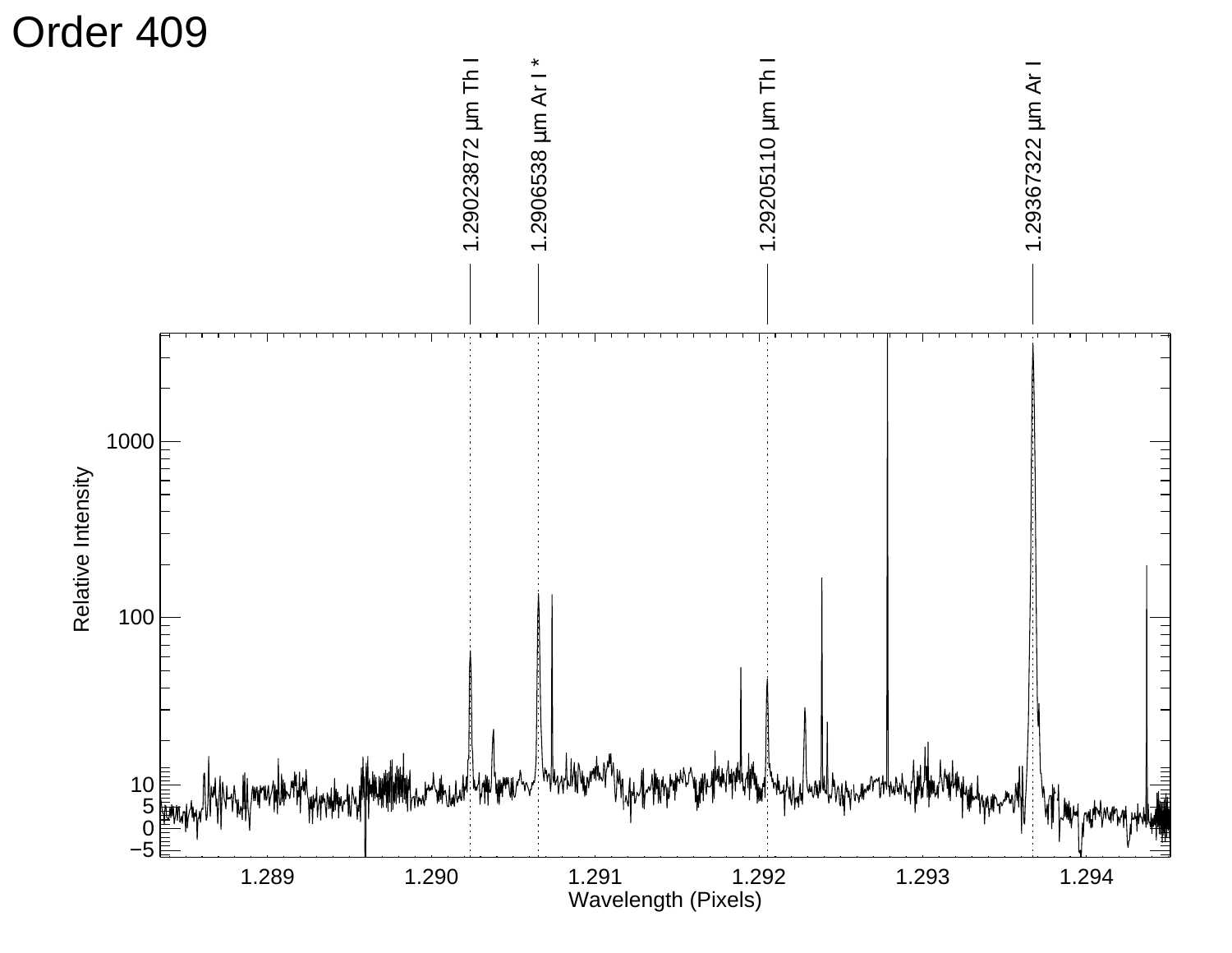# Order 409

| Wavelength | Species |
| --- | --- |
| 1.29023872 μm | Th I |
| 1.2906538 μm | Ar I * |
| 1.29205110 μm | Th I |
| 1.29367322 μm | Ar I |

Relative Intensity

Wavelength (Pixels)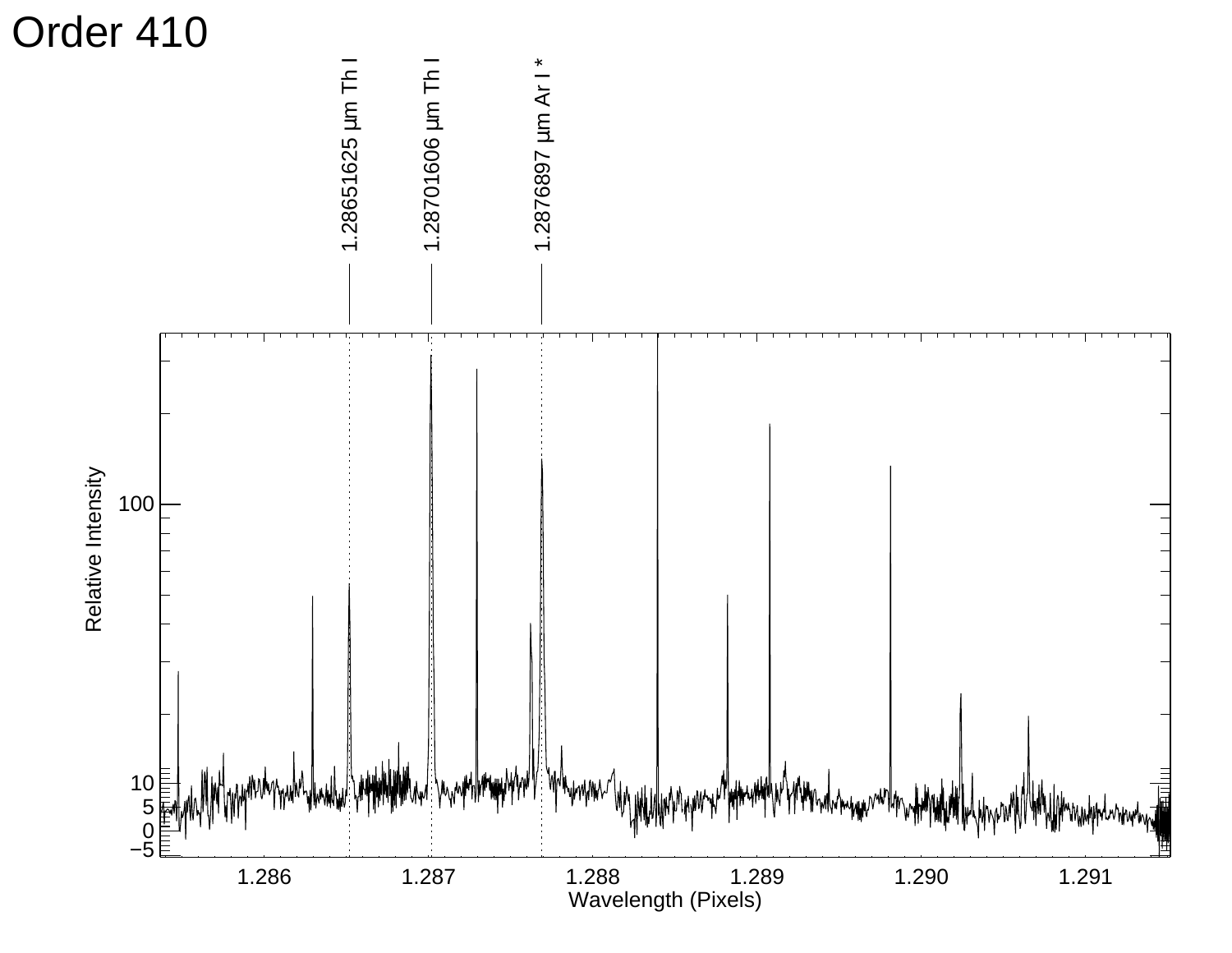# Order 410

1.28651625 µm Th I

1.28701606 µm Th I

1.2876897 µm Ar I *

Relative Intensity

Wavelength (Pixels)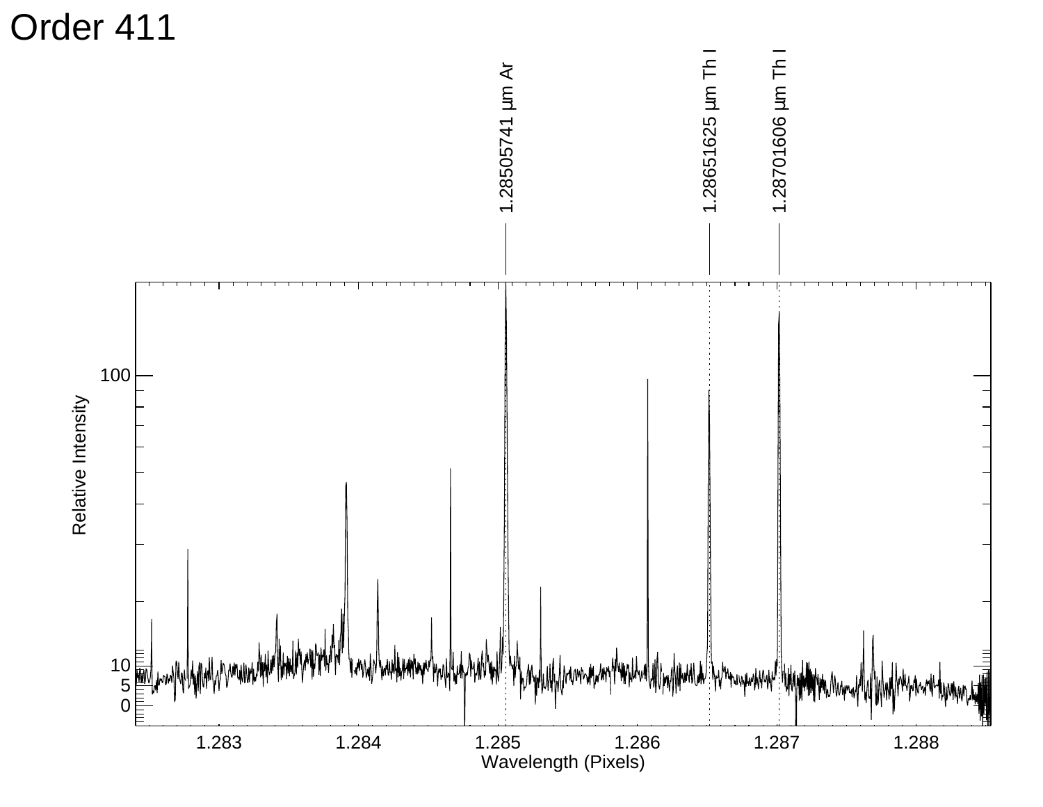# Order 411

1.28505741 μm Ar

1.28651625 μm Th I

1.28701606 μm Th I

Relative Intensity

Wavelength (Pixels)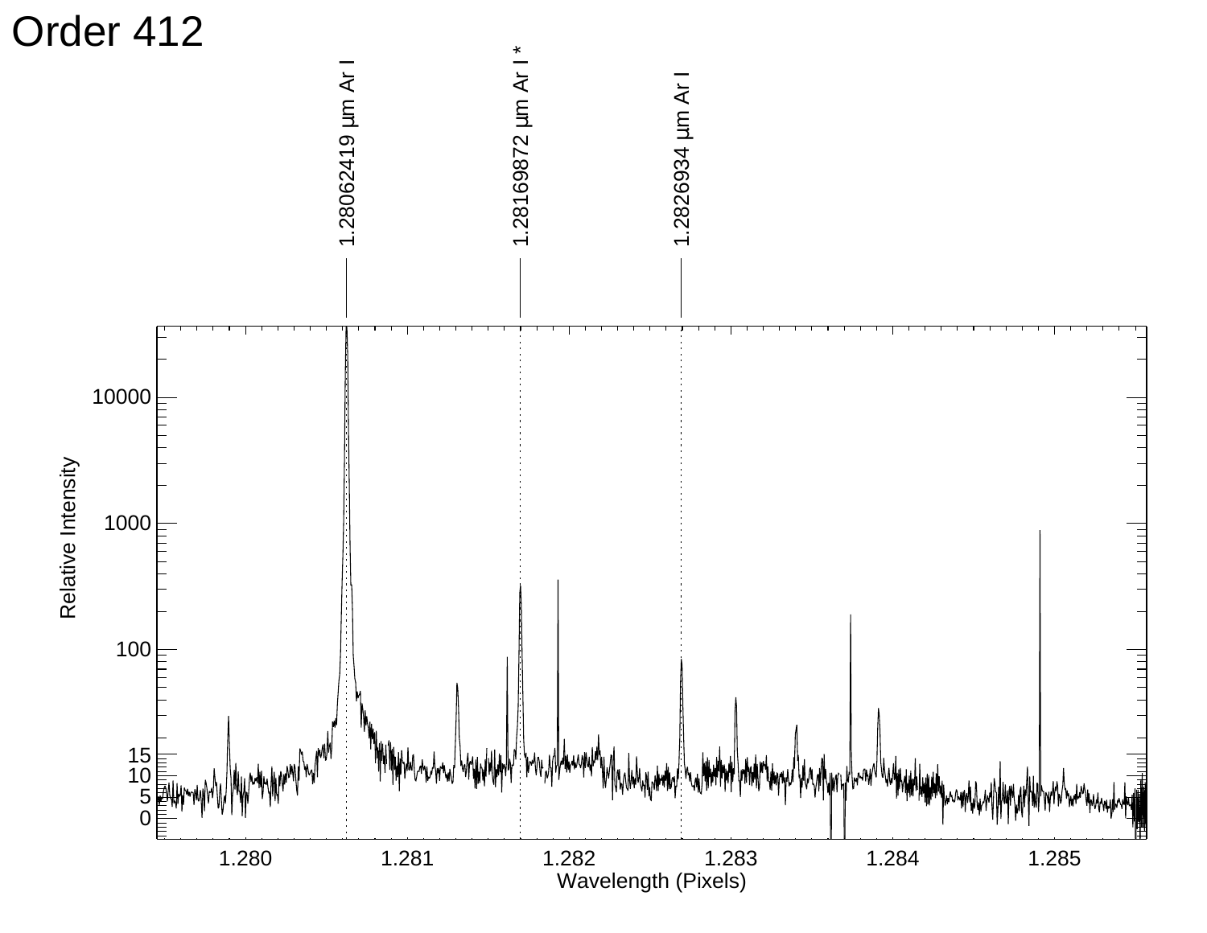# Order 412

1.28062419 µm Ar I

1.28169872 µm Ar I *

1.2826934 µm Ar I

Relative Intensity

Wavelength (Pixels)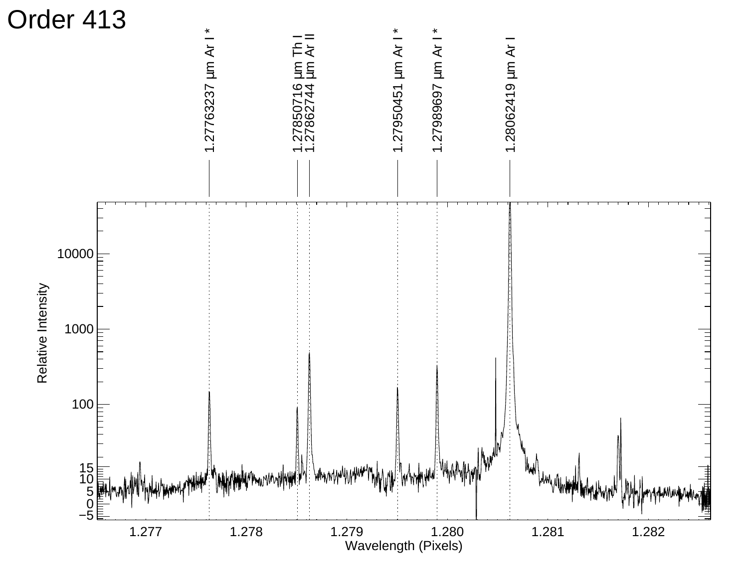# Order 413

1.27763237 µm Ar I *

1.27850716 µm Th I

1.27862744 µm Ar II

1.27950451 µm Ar I *

1.27989697 µm Ar I *

1.28062419 µm Ar I

Relative Intensity

Wavelength (Pixels)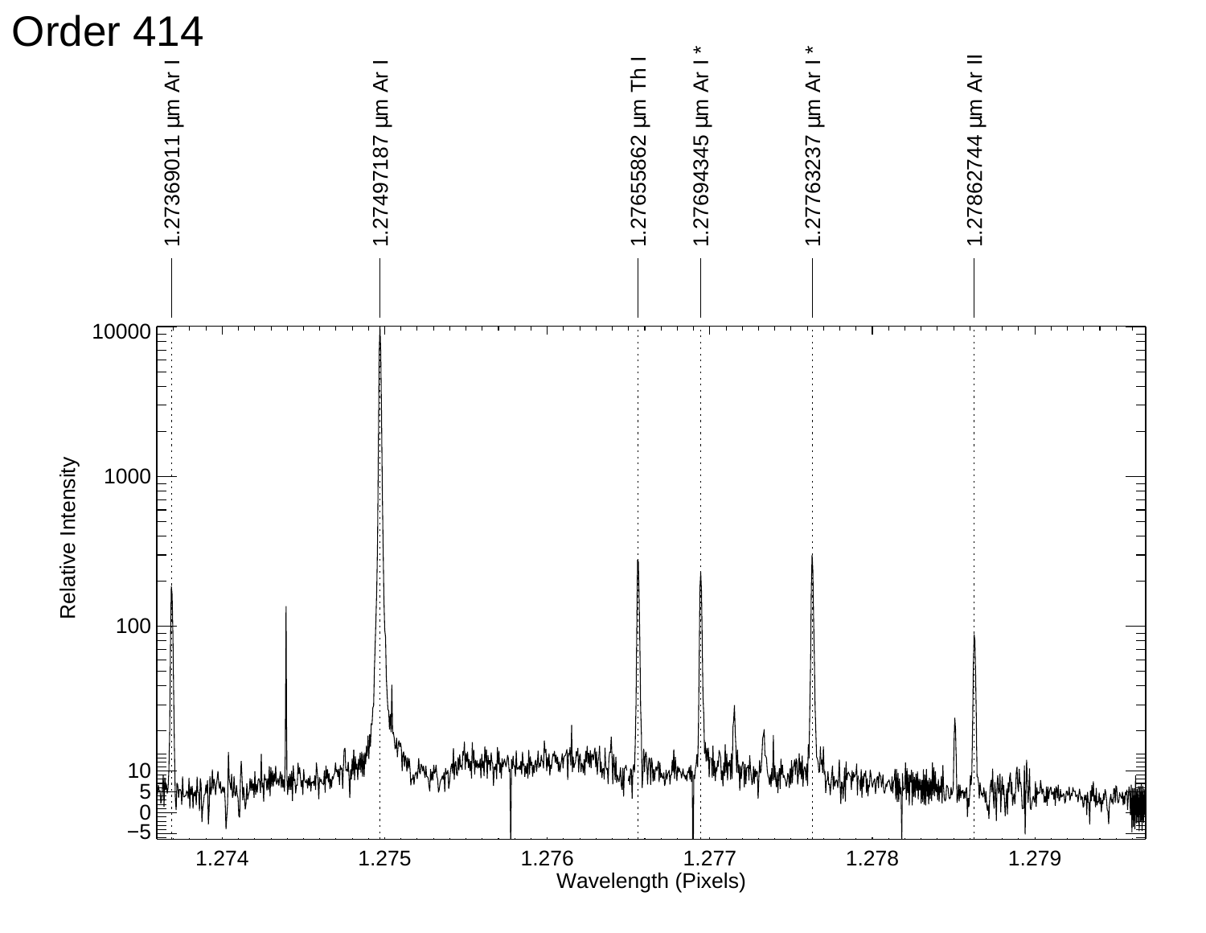# Order 414

1.27369011 µm Ar I

1.27497187 µm Ar I

1.27655862 µm Th I

1.27694345 µm Ar I *

1.27763237 µm Ar I *

1.27862744 µm Ar II

Relative Intensity

Wavelength (Pixels)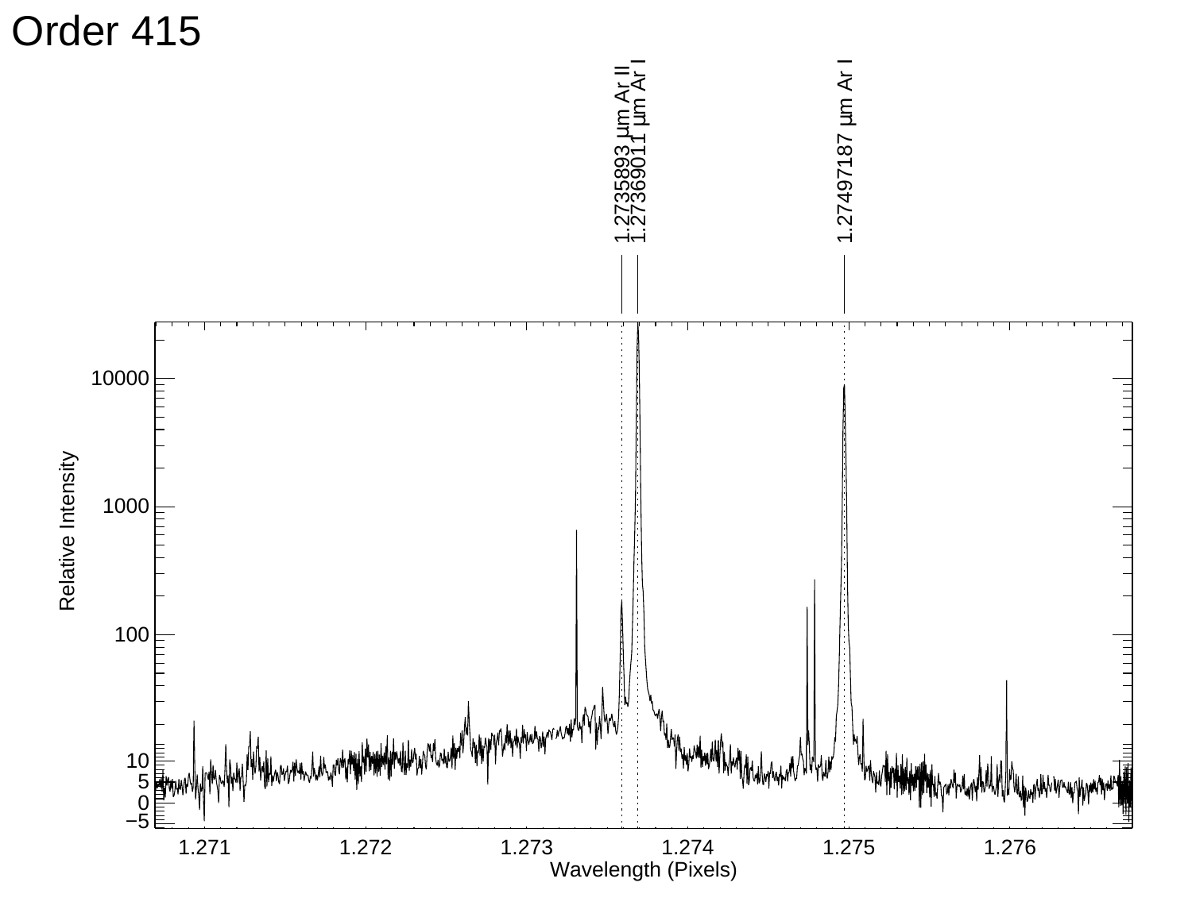# Order 415

1.2735893 μm Ar II

1.27369011 μm Ar I

1.27497187 μm Ar I

Relative Intensity

10000
1000
100
10
5
0
−5

1.271 1.272 1.273 1.274 1.275 1.276

Wavelength (Pixels)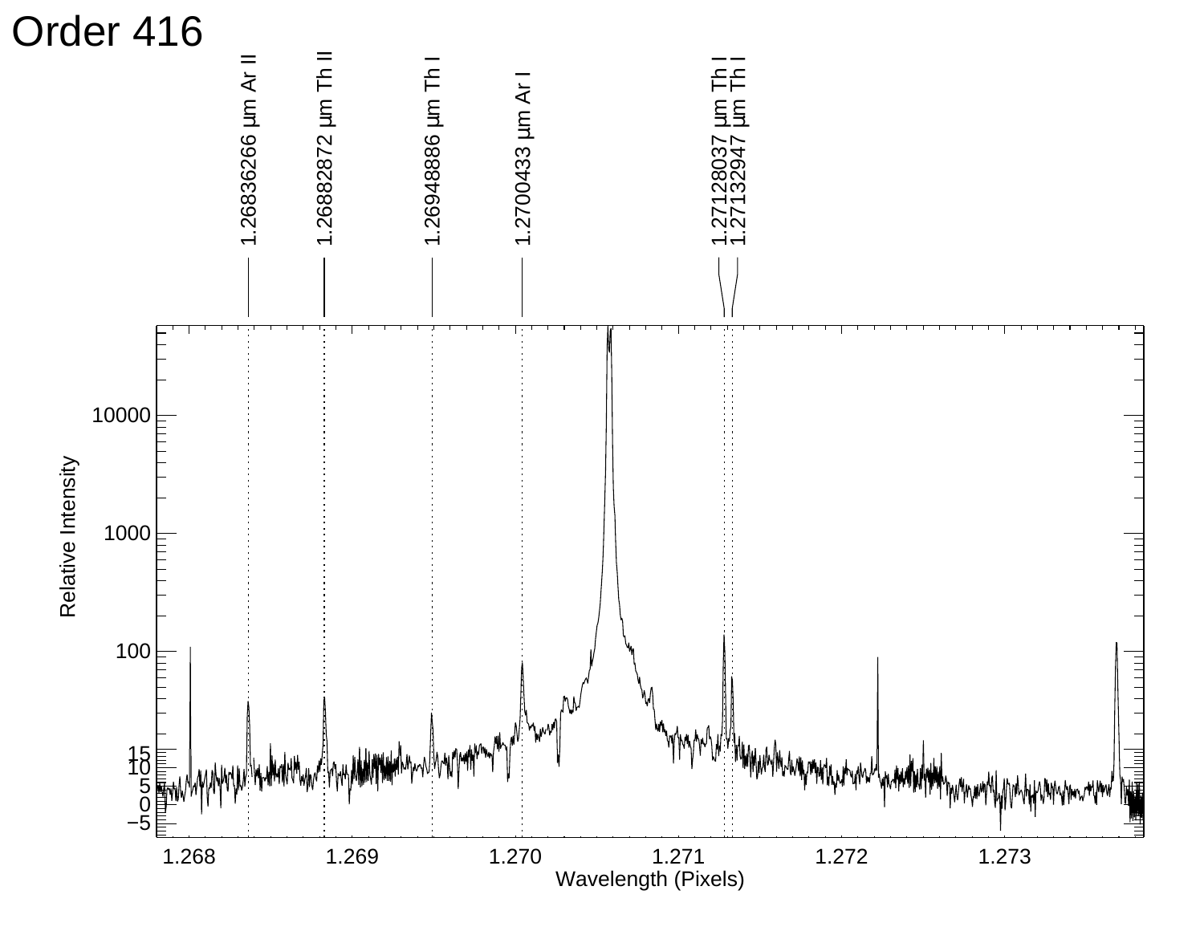# Order 416

| Line label |
|---|
| 1.26836266 μm Ar II |
| 1.26882872 μm Th II |
| 1.26948886 μm Th I |
| 1.2700433 μm Ar I |
| 1.27128037 μm Th I |
| 1.27132947 μm Th I |

Relative Intensity

Wavelength (Pixels)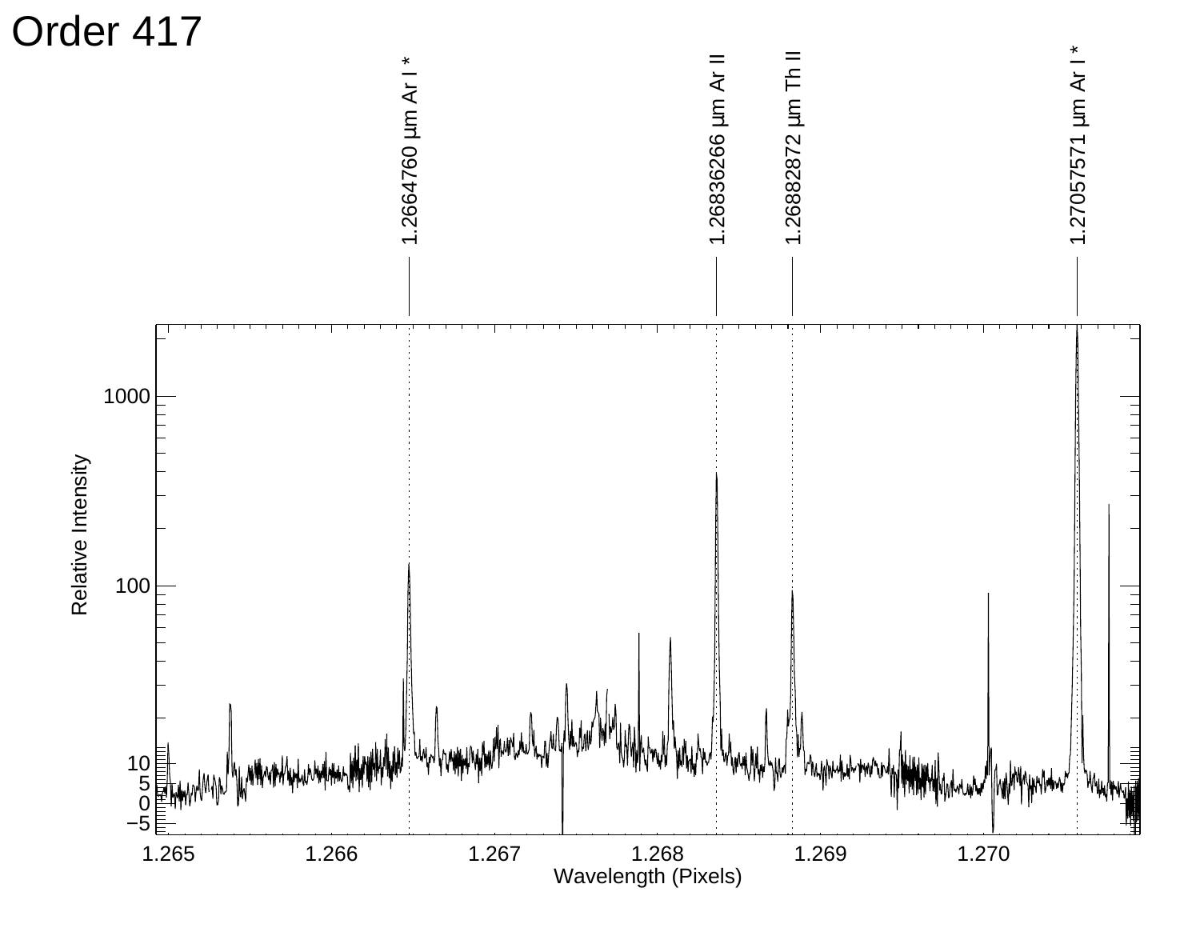# Order 417

1.2664760 µm Ar I *

1.26836266 µm Ar II

1.26882872 µm Th II

1.27057571 µm Ar I *

Relative Intensity

Wavelength (Pixels)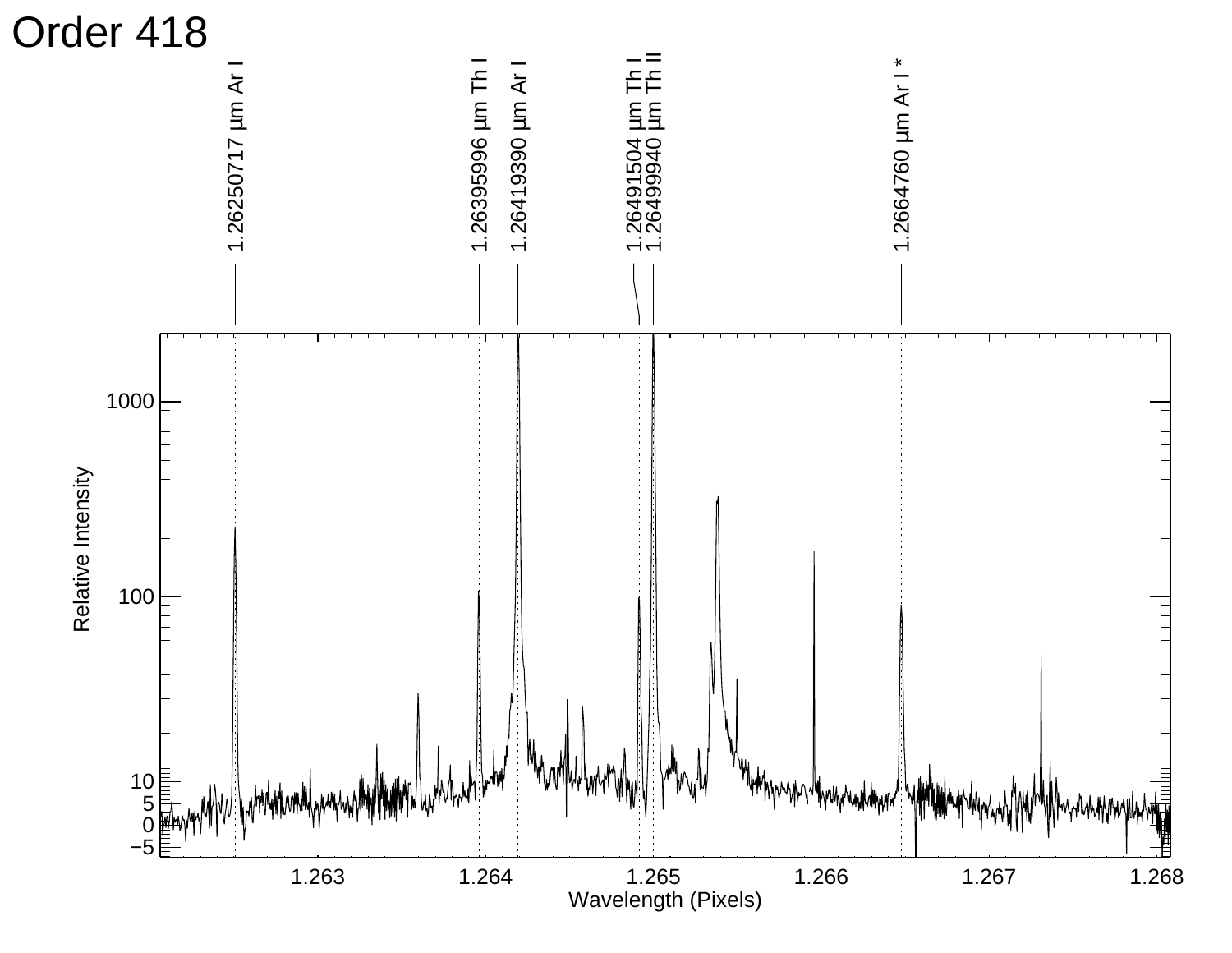# Order 418

1.26250717 µm Ar I

1.26395996 µm Th I

1.26419390 µm Ar I

1.26491504 µm Th I

1.26499940 µm Th II

1.2664760 µm Ar I *

Relative Intensity

Wavelength (Pixels)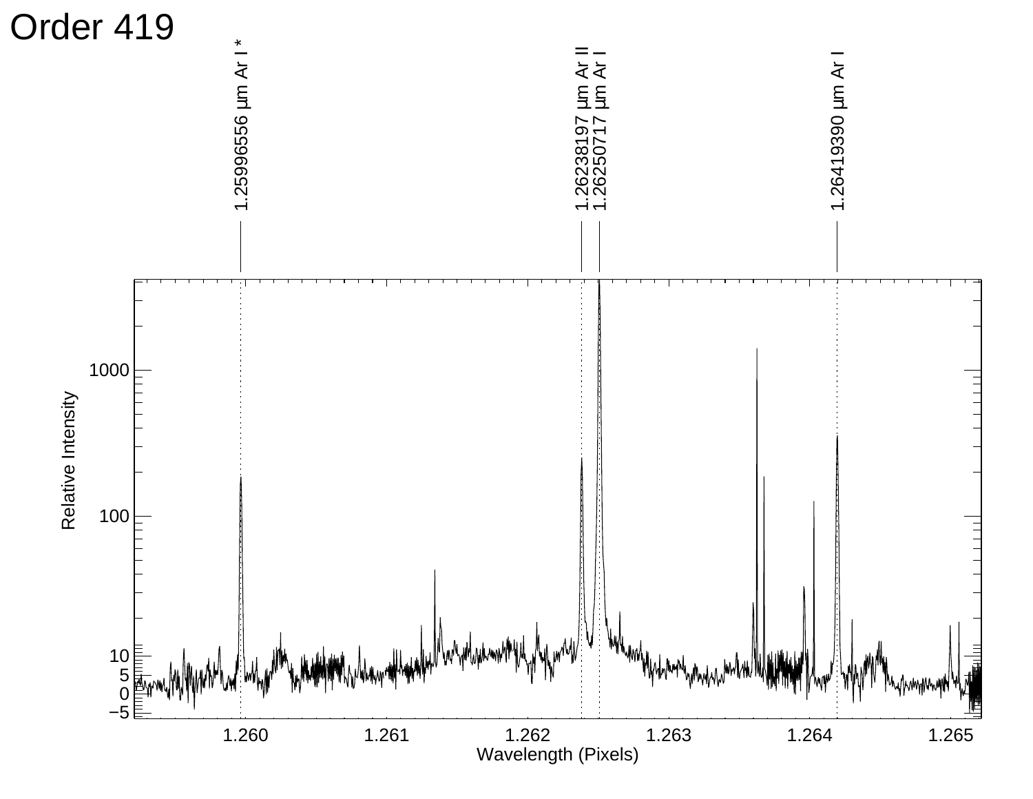# Order 419

1.25996556 μm Ar I *

1.26238197 μm Ar II

1.26250717 μm Ar I

1.26419390 μm Ar I

Relative Intensity

Wavelength (Pixels)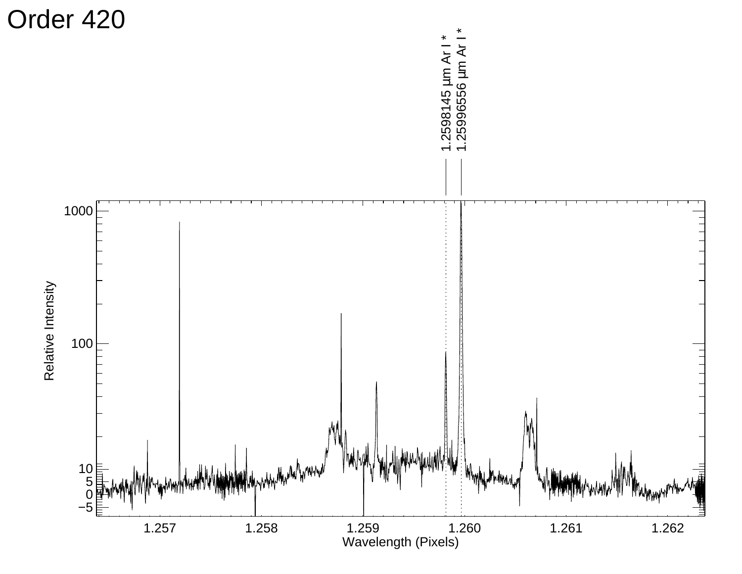# Order 420

1.2598145 µm Ar I *

1.25996556 µm Ar I *

Relative Intensity

Wavelength (Pixels)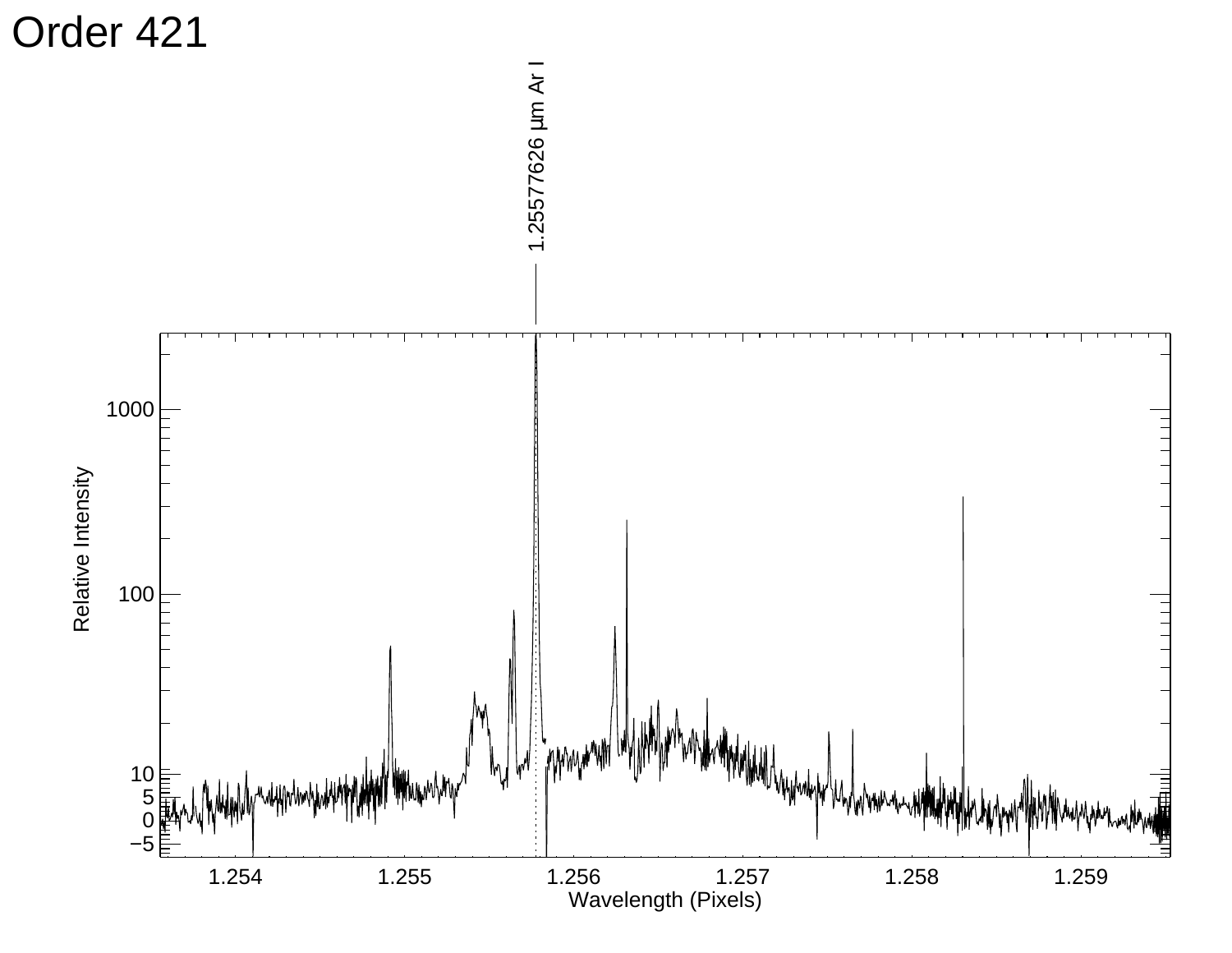# Order 421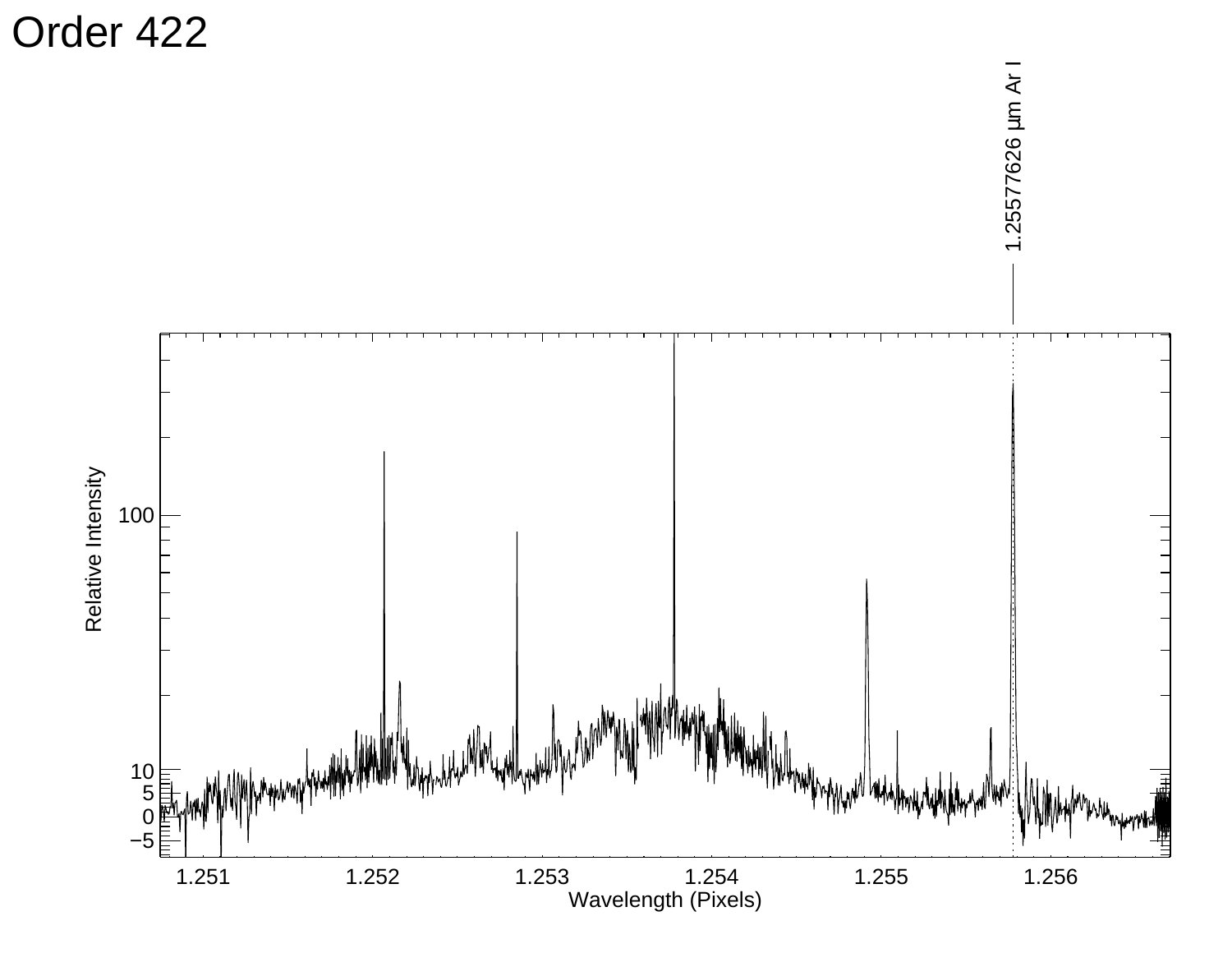# Order 422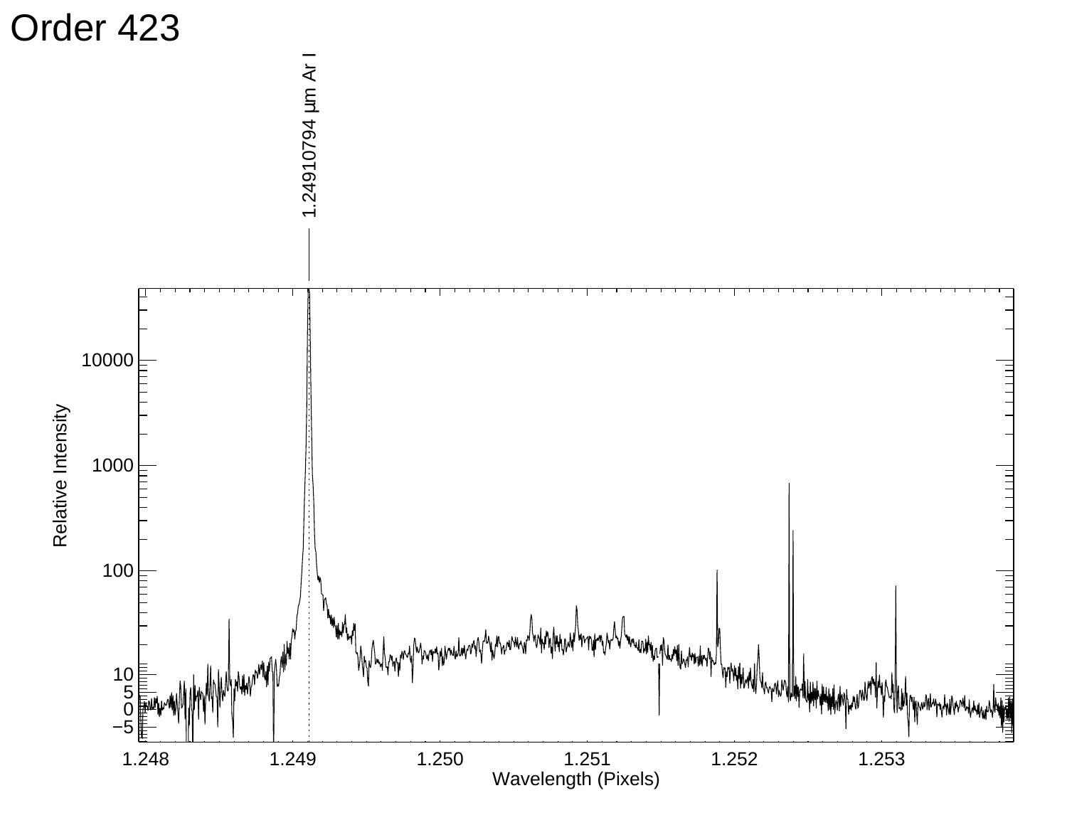# Order 423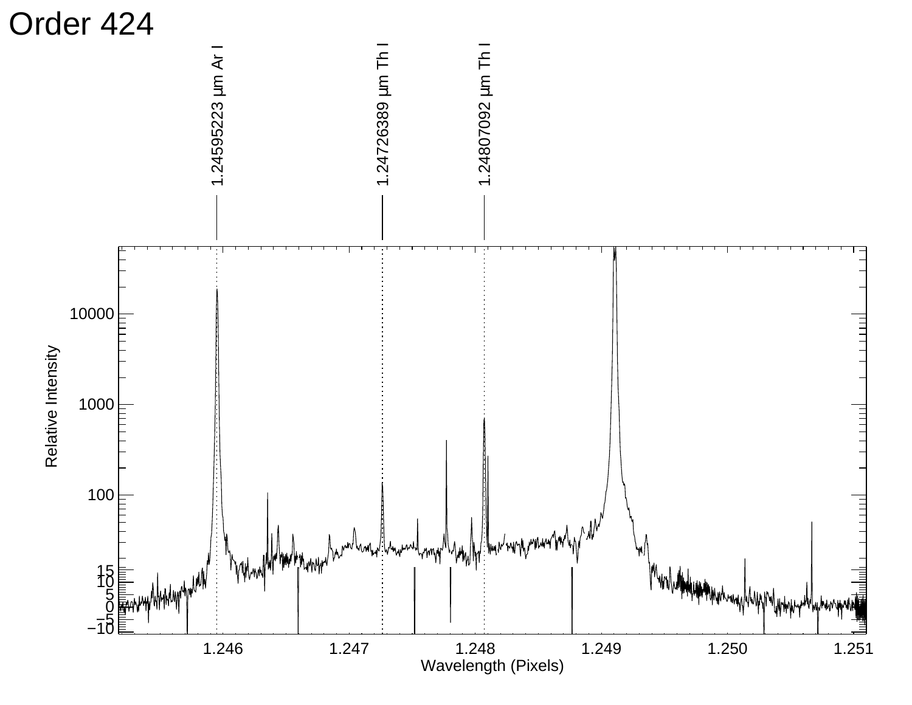# Order 424

1.24595223 μm Ar I

1.24726389 μm Th I

1.24807092 μm Th I

Relative Intensity

Wavelength (Pixels)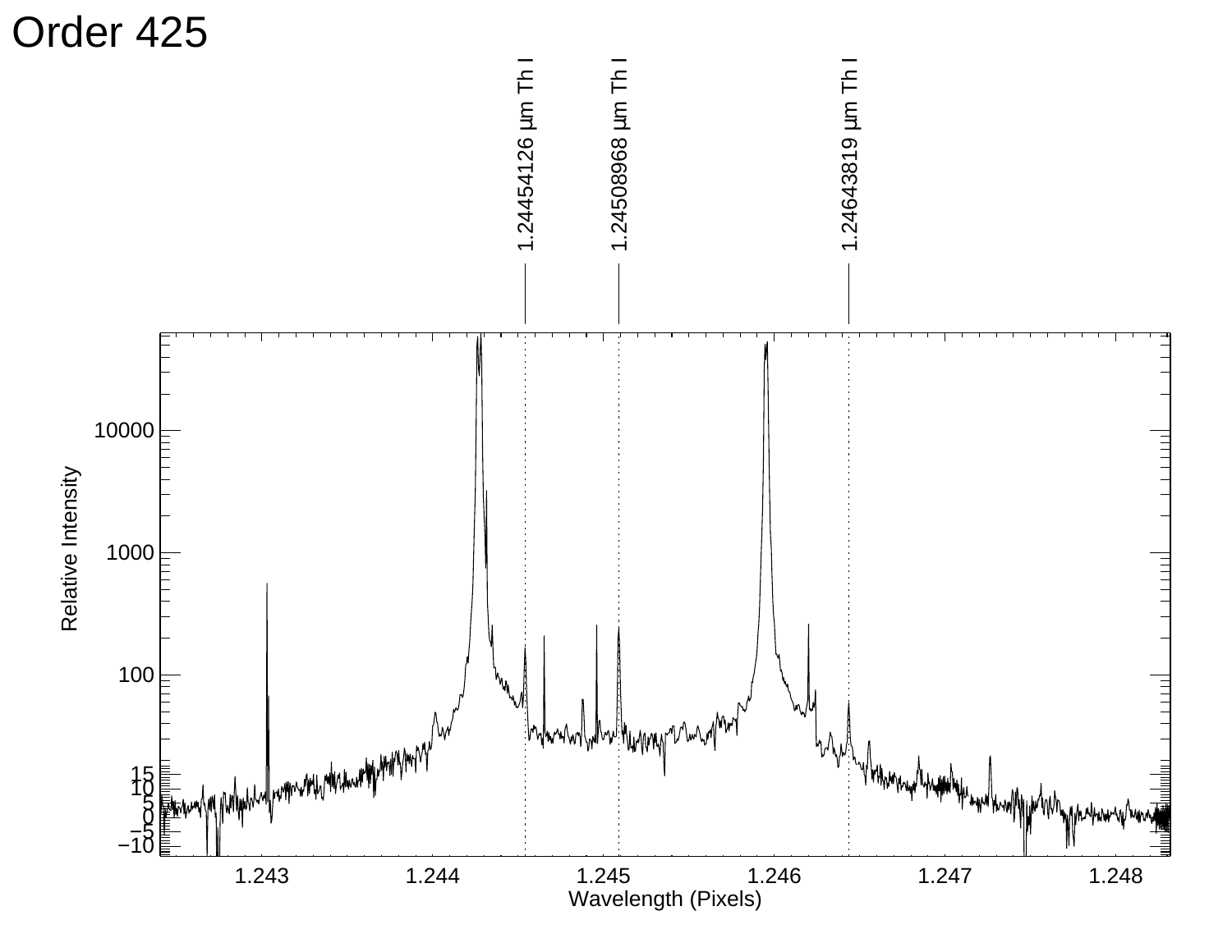# Order 425

1.24454126 µm Th I

1.24508968 µm Th I

1.24643819 µm Th I

Relative Intensity

Wavelength (Pixels)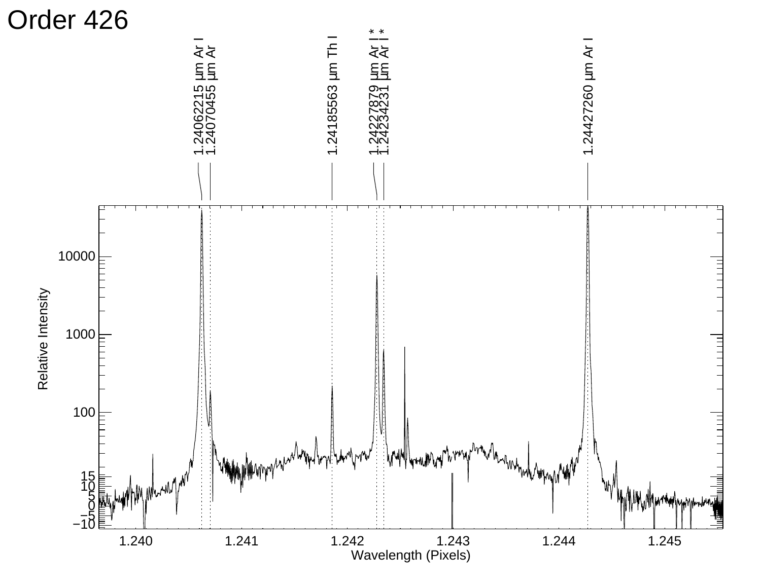# Order 426

1.24062215 µm Ar I

1.24070455 µm Ar

1.24185563 µm Th I

1.24227879 µm Ar I *

1.24234231 µm Ar I *

1.24427260 µm Ar I

Relative Intensity

Wavelength (Pixels)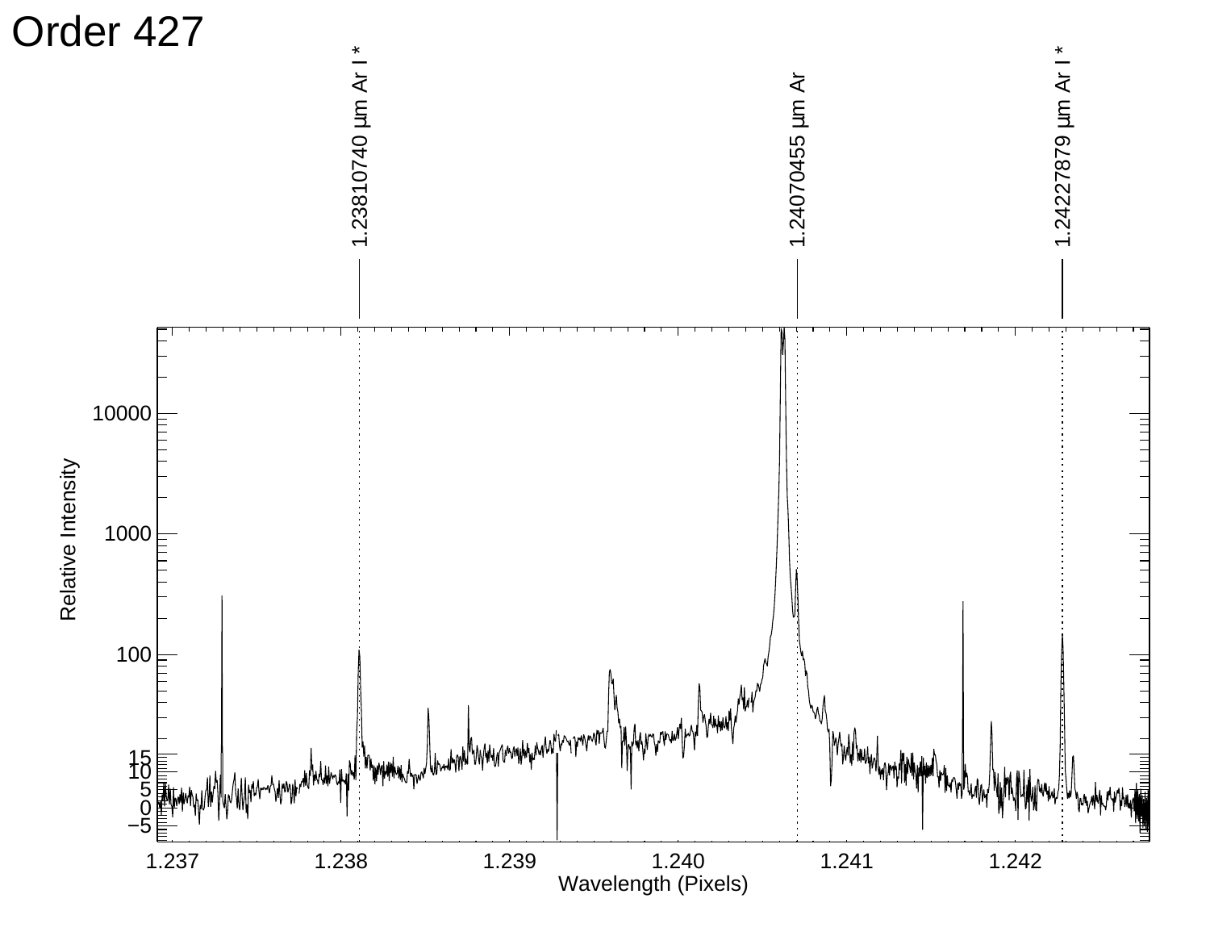# Order 427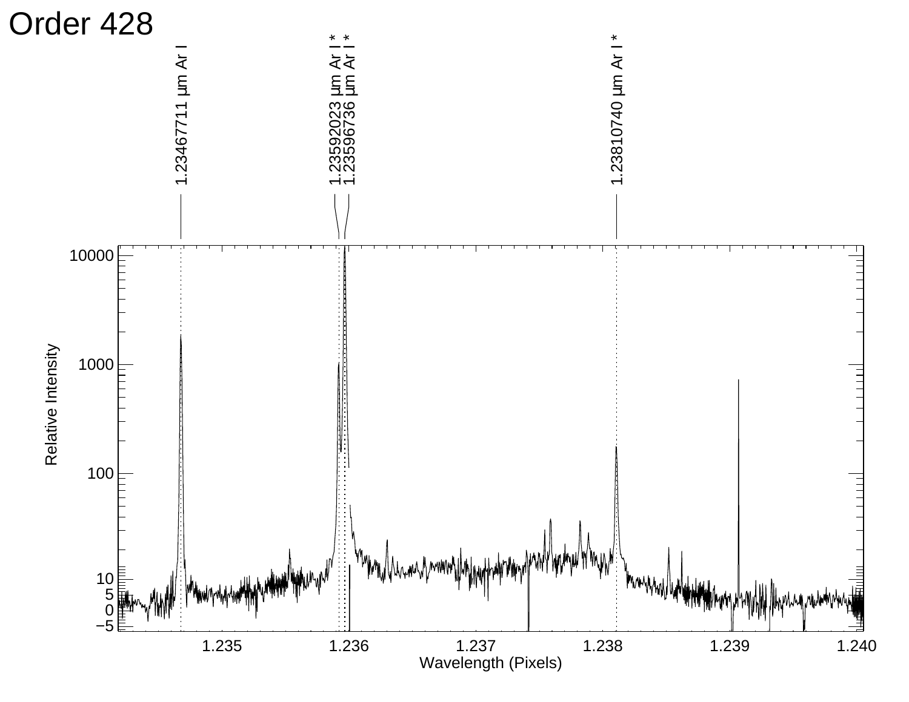# Order 428

1.23467711 µm Ar I

1.23592023 µm Ar I *

1.23596736 µm Ar I *

1.23810740 µm Ar I *

Relative Intensity

Wavelength (Pixels)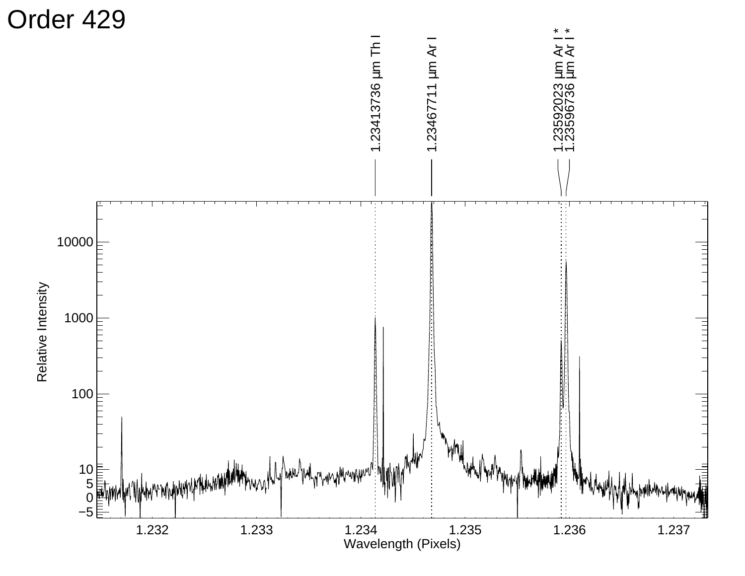# Order 429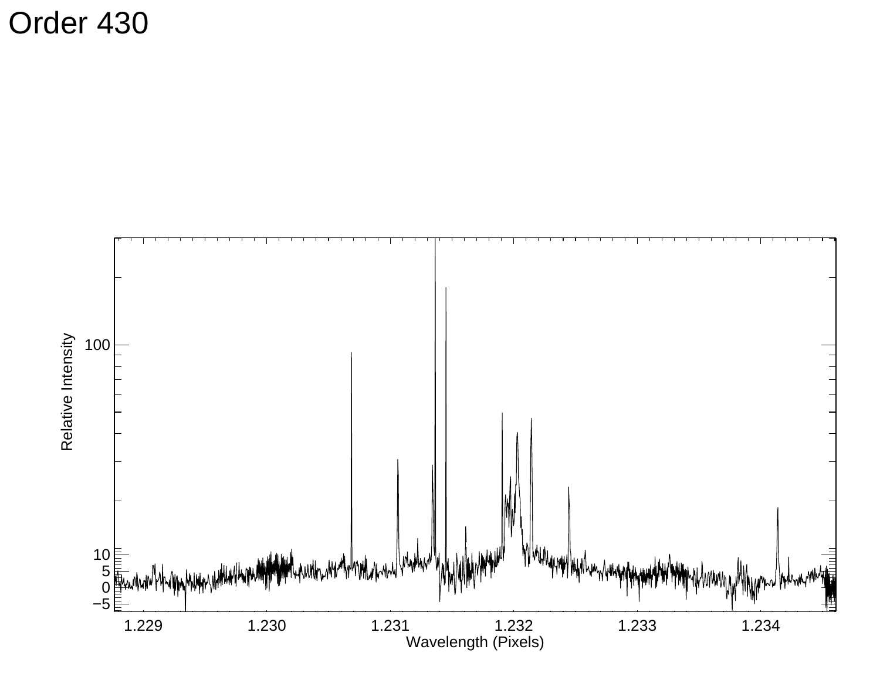# Order 430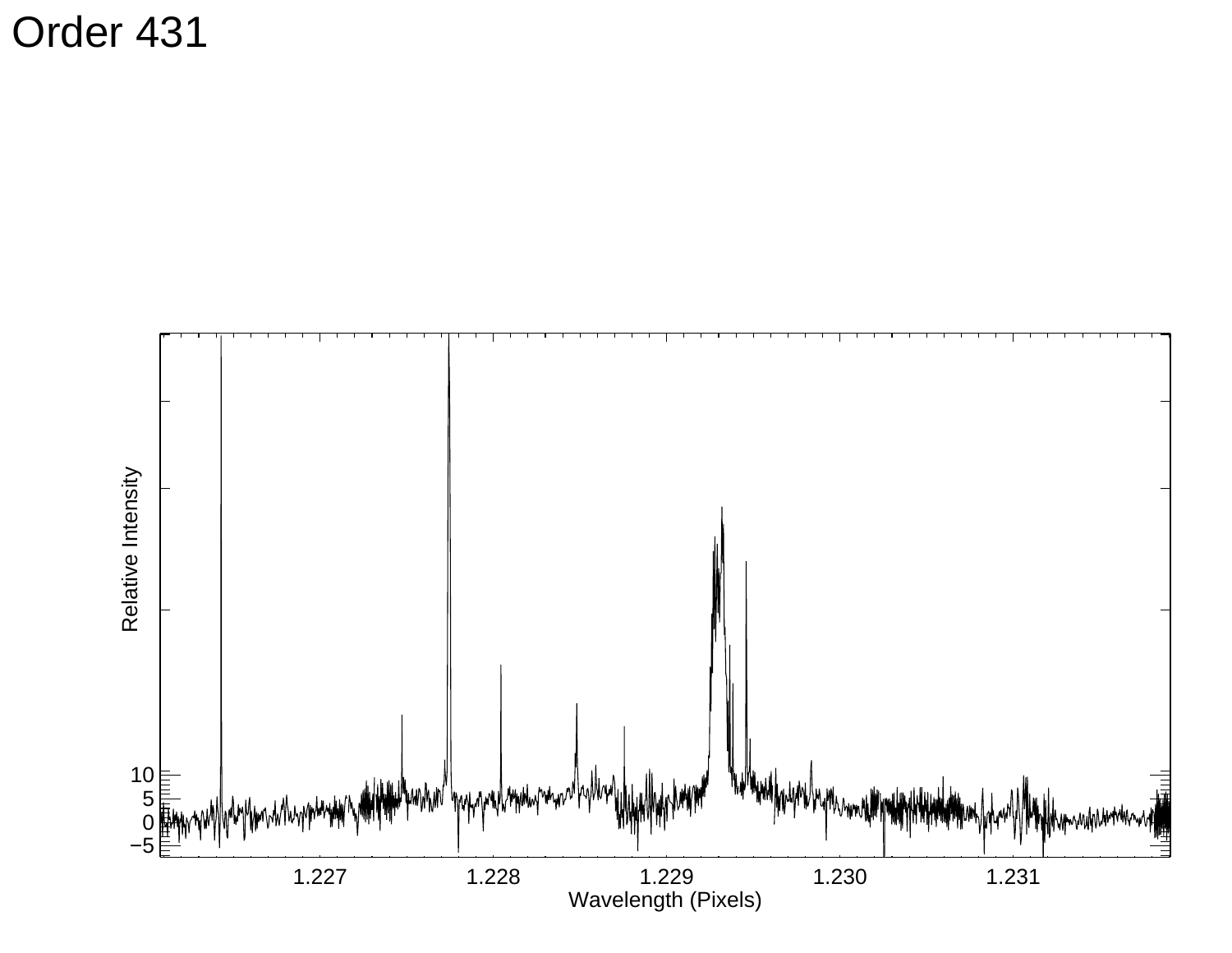# Order 431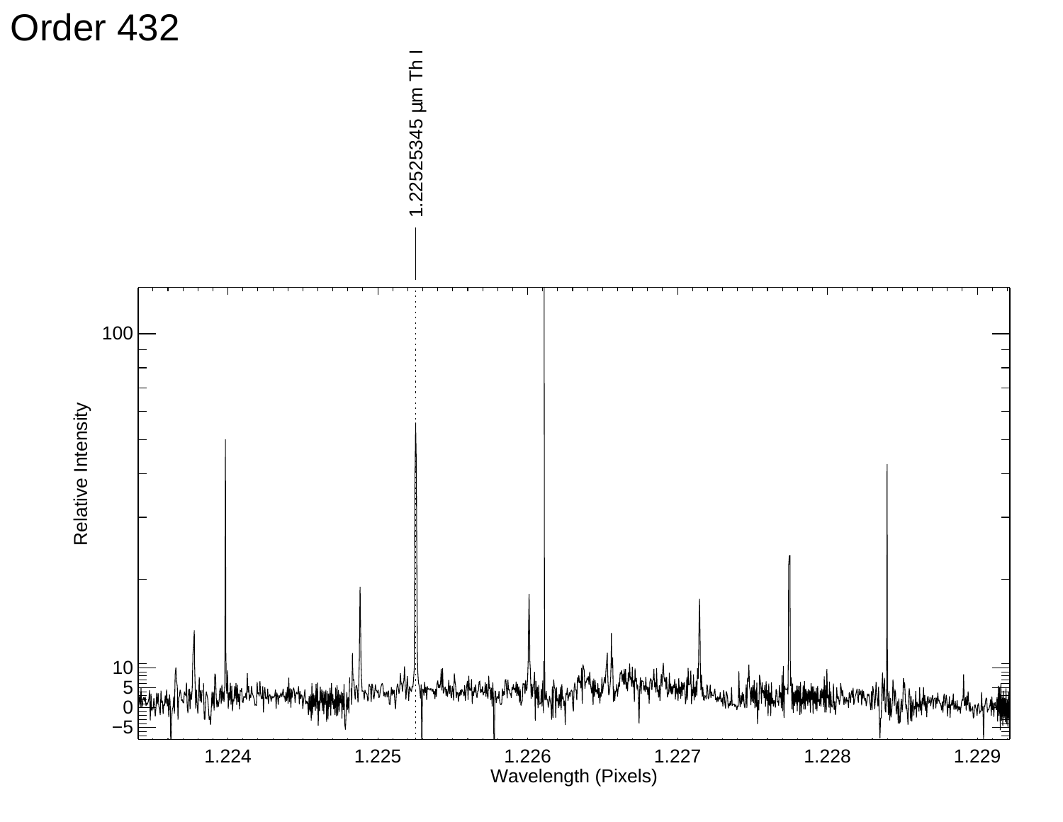# Order 432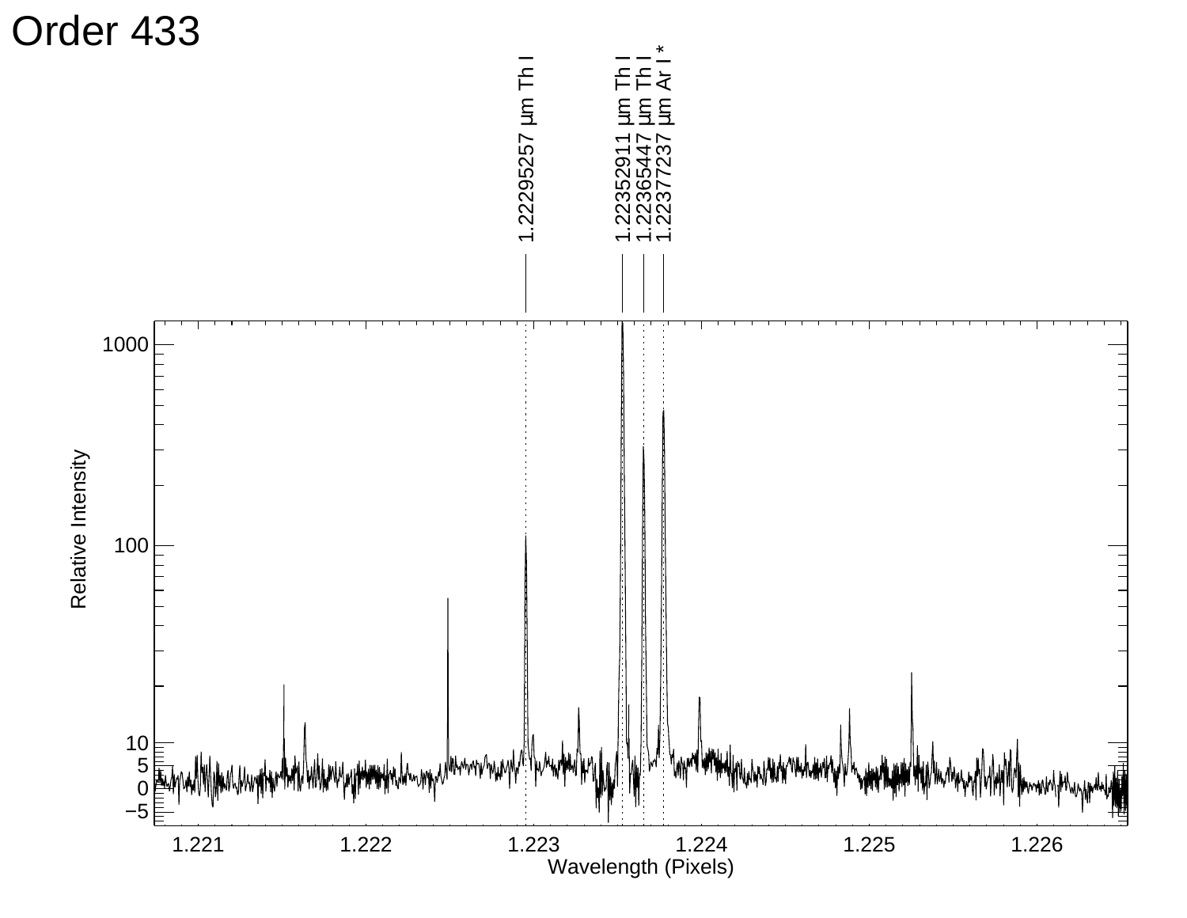# Order 433

1.22295257 µm Th I

1.22352911 µm Th I

1.22365447 µm Th I

1.22377237 µm Ar I *

Relative Intensity

Wavelength (Pixels)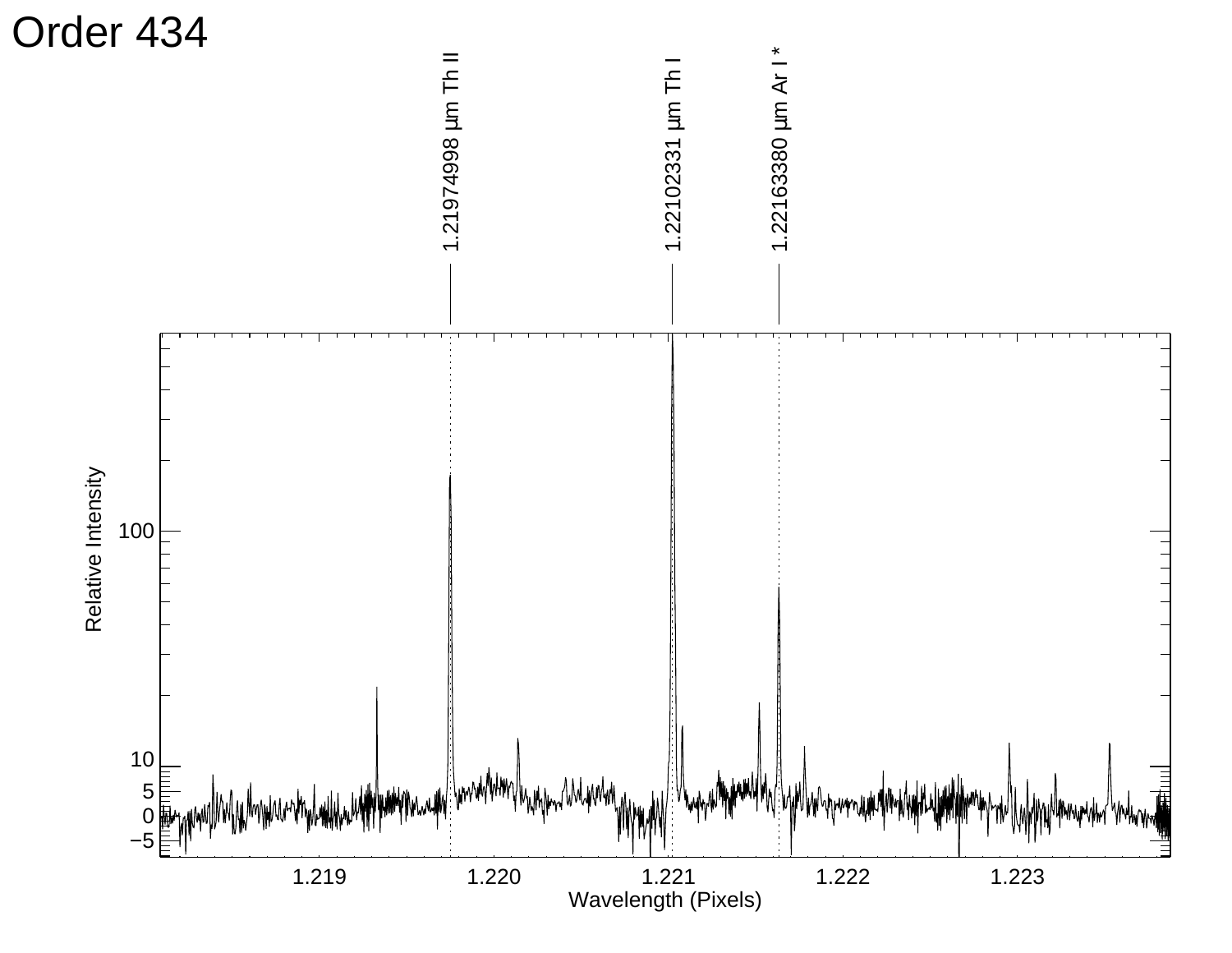# Order 434

1.21974998 µm Th II

1.22102331 µm Th I

1.22163380 µm Ar I *

Relative Intensity

Wavelength (Pixels)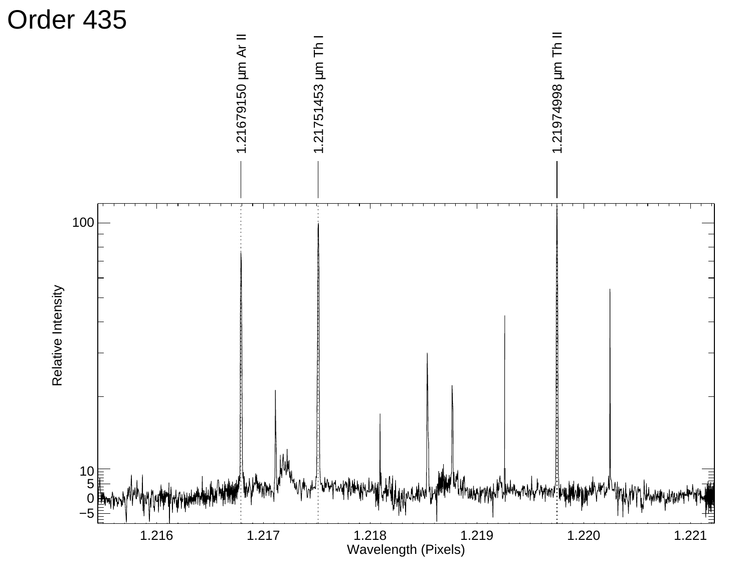# Order 435

1.21679150 µm Ar II

1.21751453 µm Th I

1.21974998 µm Th II

Relative Intensity

Wavelength (Pixels)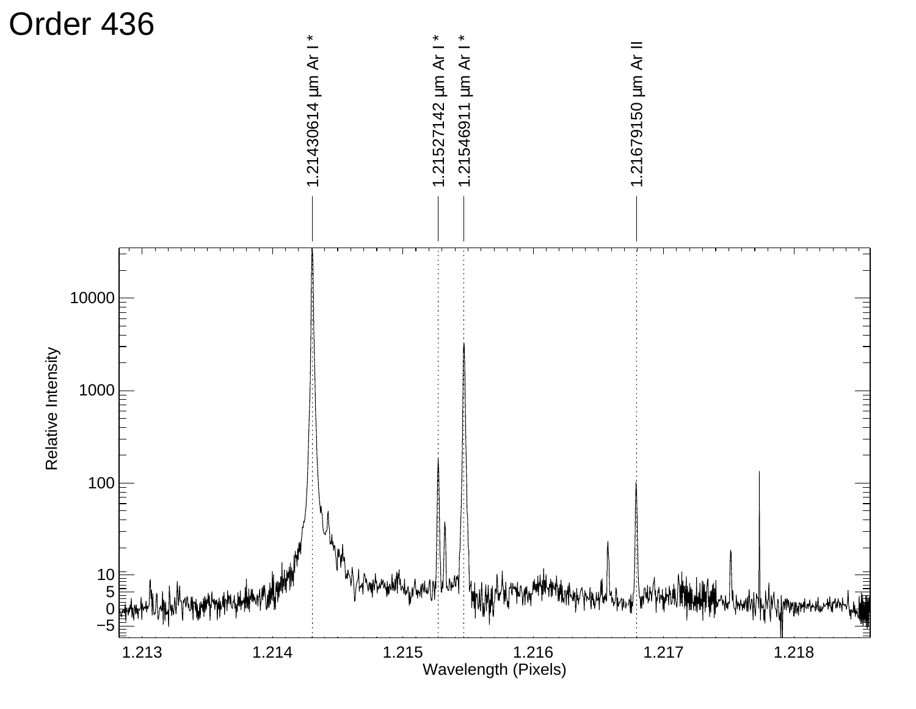# Order 436

1.21430614 µm Ar I *

1.21527142 µm Ar I *

1.21546911 µm Ar I *

1.21679150 µm Ar II

Relative Intensity

Wavelength (Pixels)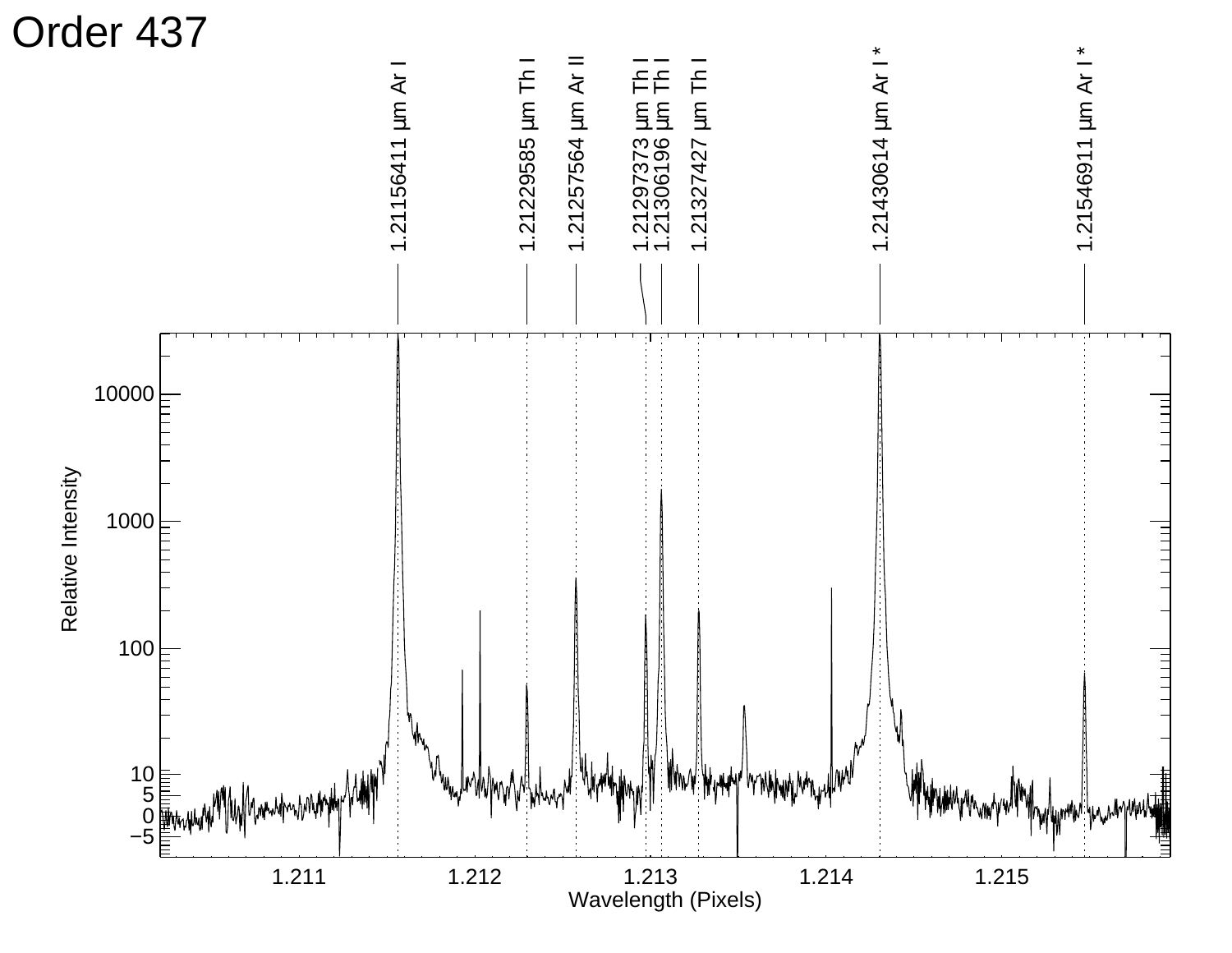# Order 437

1.21156411 µm Ar I

1.21229585 µm Th I

1.21257564 µm Ar II

1.21297373 µm Th I

1.21306196 µm Th I

1.21327427 µm Th I

1.21430614 µm Ar I *

1.21546911 µm Ar I *

Relative Intensity

Wavelength (Pixels)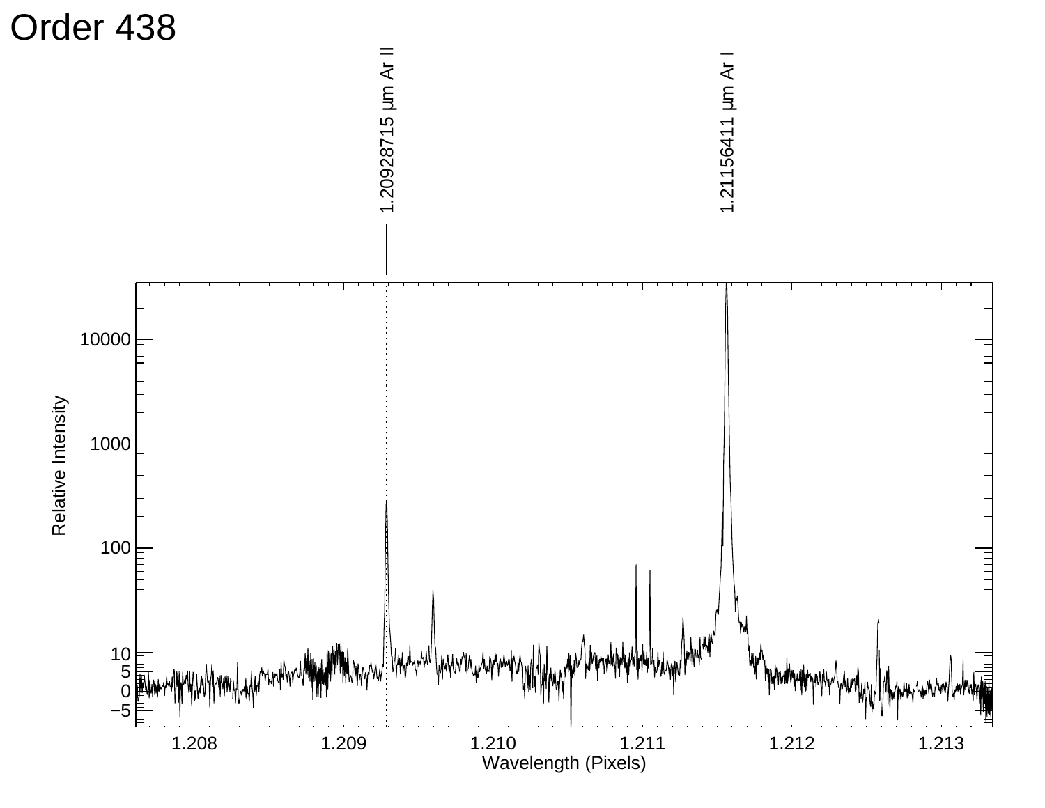# Order 438

1.20928715 µm Ar II

1.21156411 µm Ar I

Relative Intensity

Wavelength (Pixels)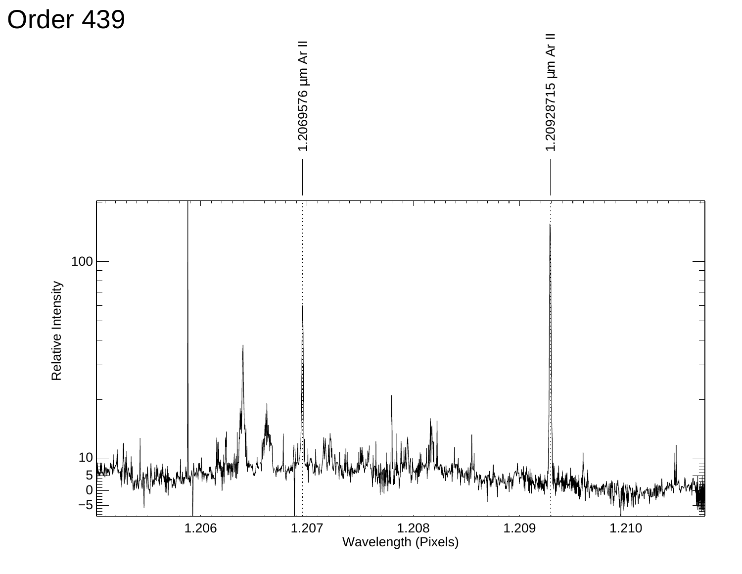# Order 439

1.2069576 μm Ar II

1.20928715 μm Ar II

Relative Intensity

Wavelength (Pixels)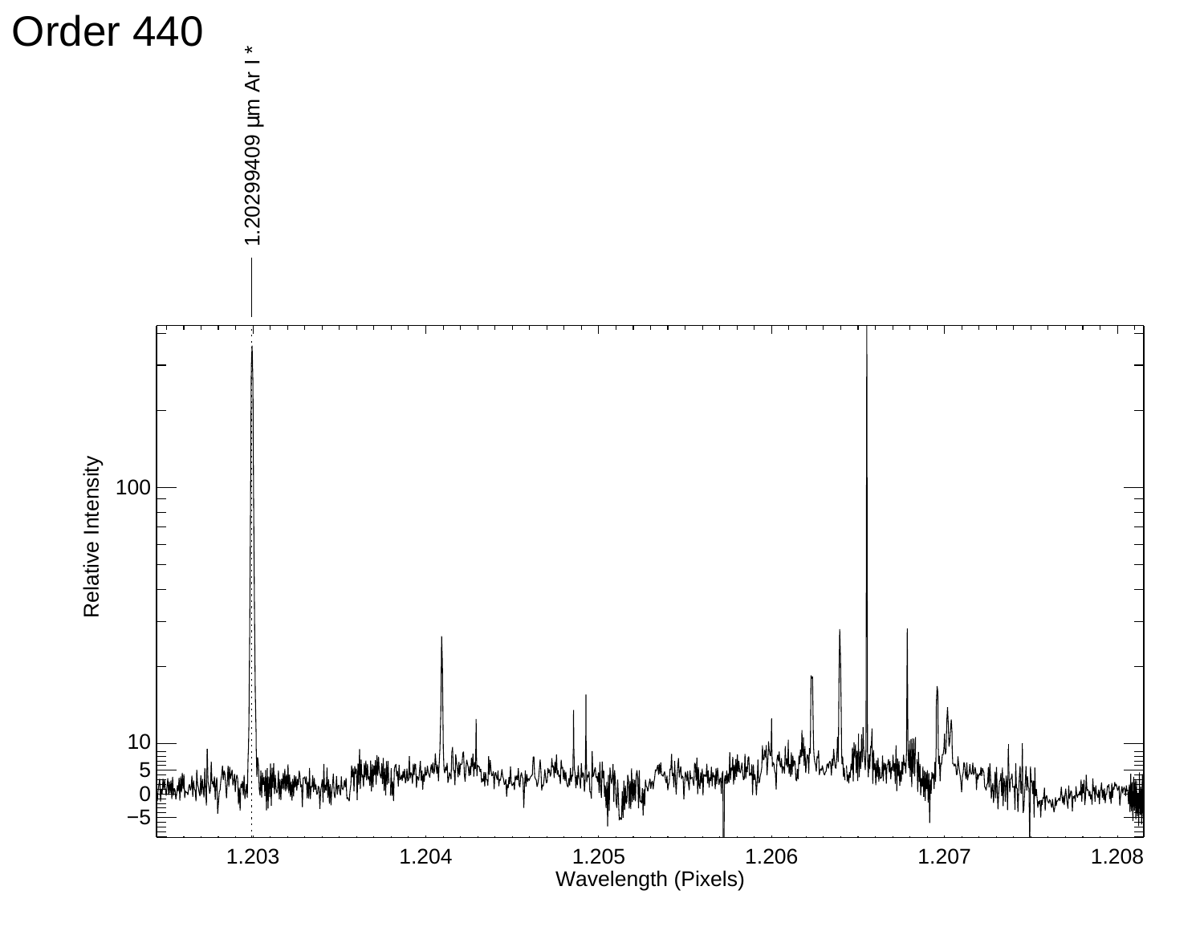# Order 440

1.20299409 μm Ar I *

Relative Intensity

Wavelength (Pixels)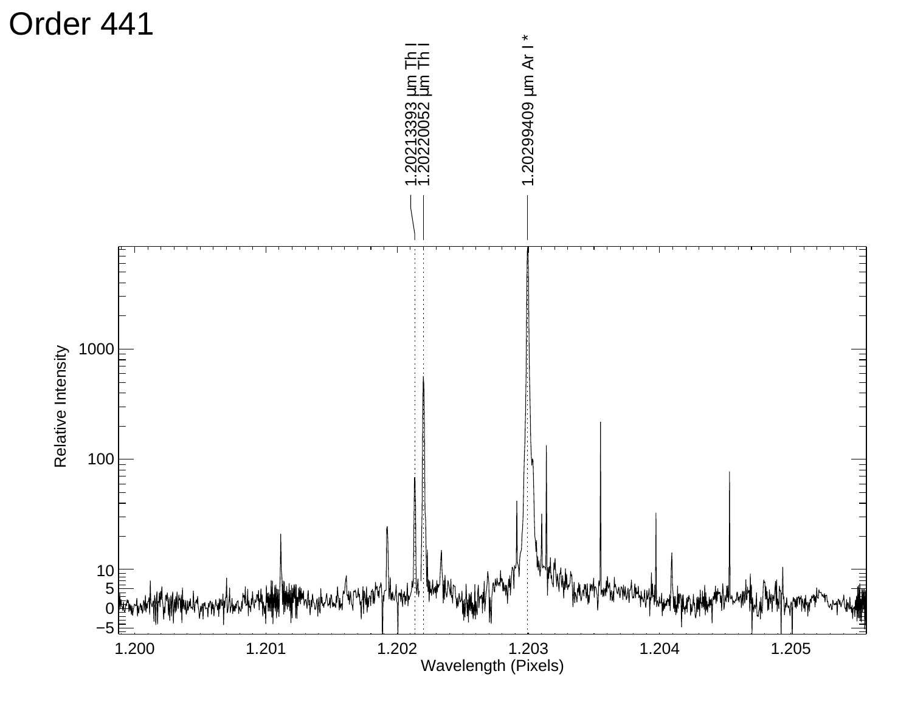# Order 441

1.20213393 µm Th I
1.20220052 µm Th I
1.20299409 µm Ar I *

Relative Intensity

Wavelength (Pixels)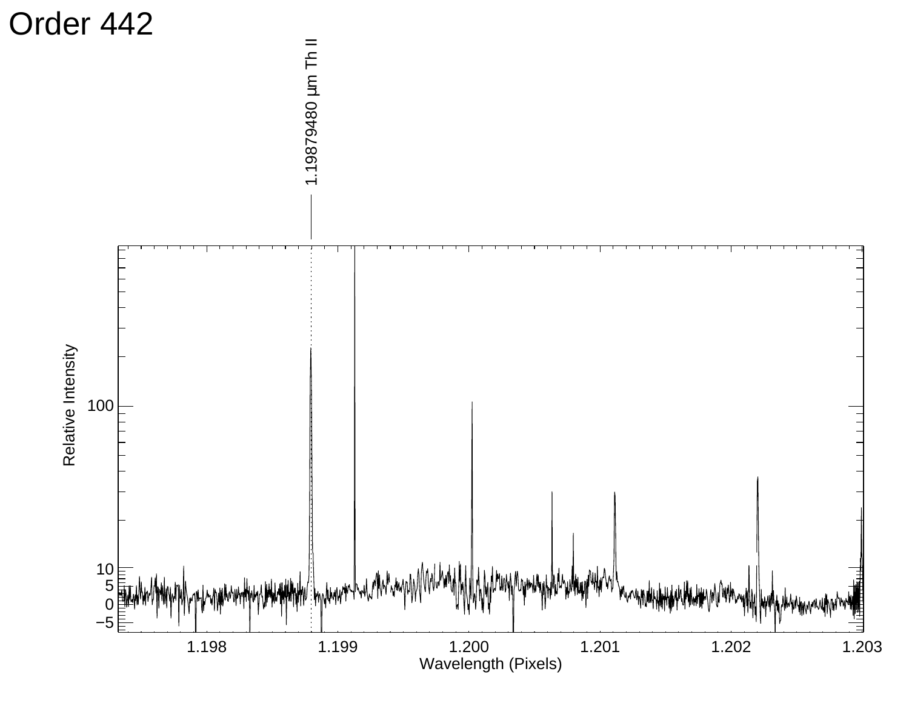Order 442

1.19879480 µm Th II

Relative Intensity

100

10

5

0

−5

1.198

1.199

1.200

1.201

1.202

1.203

Wavelength (Pixels)